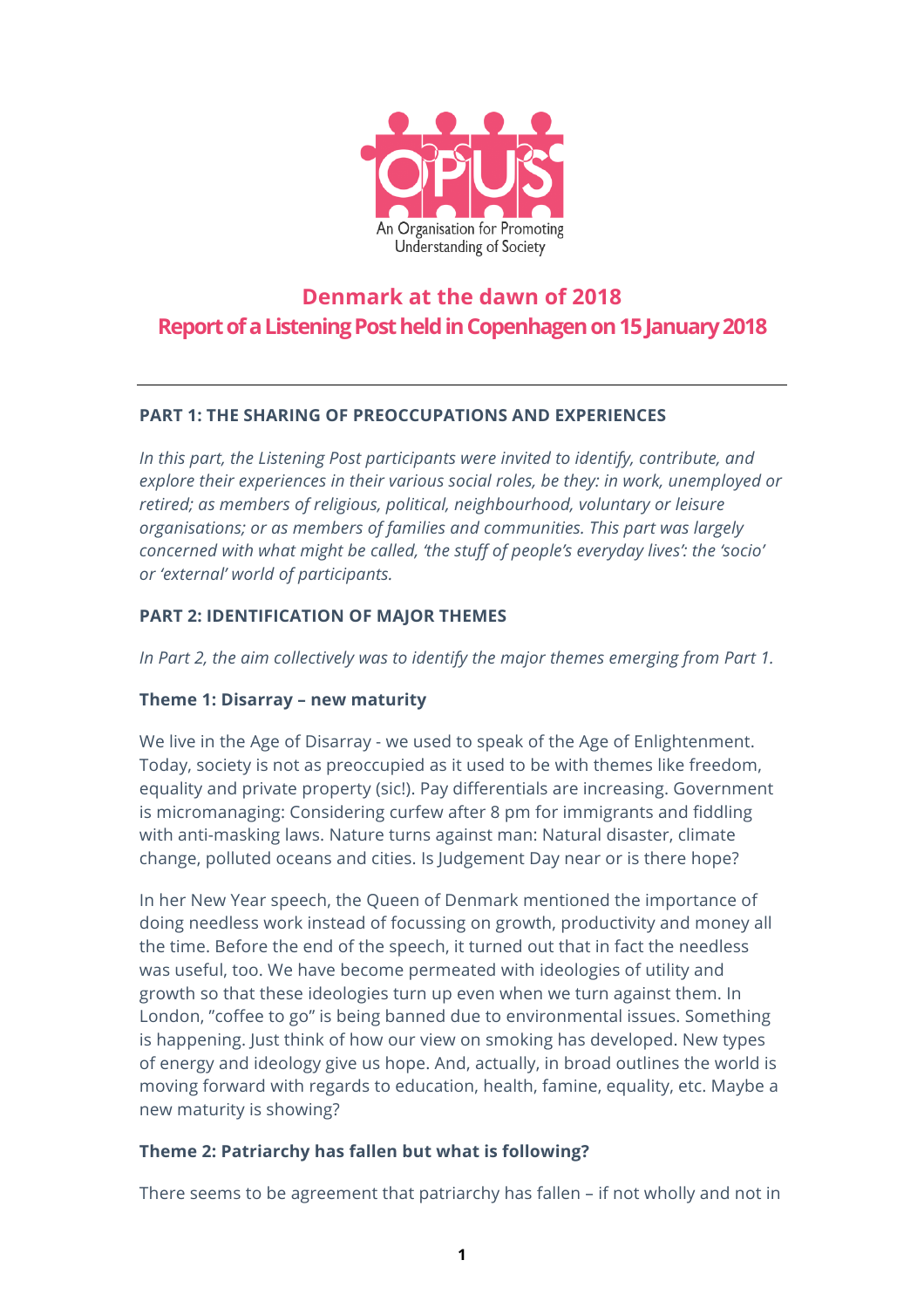OPUS

An Organisation for Promoting Understanding of Society

# Denmark at the dawn of 2018
# Report of a Listening Post held in Copenhagen on 15 January 2018

---

## PART 1: THE SHARING OF PREOCCUPATIONS AND EXPERIENCES

*In this part, the Listening Post participants were invited to identify, contribute, and explore their experiences in their various social roles, be they: in work, unemployed or retired; as members of religious, political, neighbourhood, voluntary or leisure organisations; or as members of families and communities. This part was largely concerned with what might be called, 'the stuff of people's everyday lives': the 'socio' or 'external' world of participants.*

## PART 2: IDENTIFICATION OF MAJOR THEMES

*In Part 2, the aim collectively was to identify the major themes emerging from Part 1.*

### Theme 1: Disarray – new maturity

We live in the Age of Disarray - we used to speak of the Age of Enlightenment. Today, society is not as preoccupied as it used to be with themes like freedom, equality and private property (sic!). Pay differentials are increasing. Government is micromanaging: Considering curfew after 8 pm for immigrants and fiddling with anti-masking laws. Nature turns against man: Natural disaster, climate change, polluted oceans and cities. Is Judgement Day near or is there hope?

In her New Year speech, the Queen of Denmark mentioned the importance of doing needless work instead of focussing on growth, productivity and money all the time. Before the end of the speech, it turned out that in fact the needless was useful, too. We have become permeated with ideologies of utility and growth so that these ideologies turn up even when we turn against them. In London, "coffee to go" is being banned due to environmental issues. Something is happening. Just think of how our view on smoking has developed. New types of energy and ideology give us hope. And, actually, in broad outlines the world is moving forward with regards to education, health, famine, equality, etc. Maybe a new maturity is showing?

### Theme 2: Patriarchy has fallen but what is following?

There seems to be agreement that patriarchy has fallen – if not wholly and not in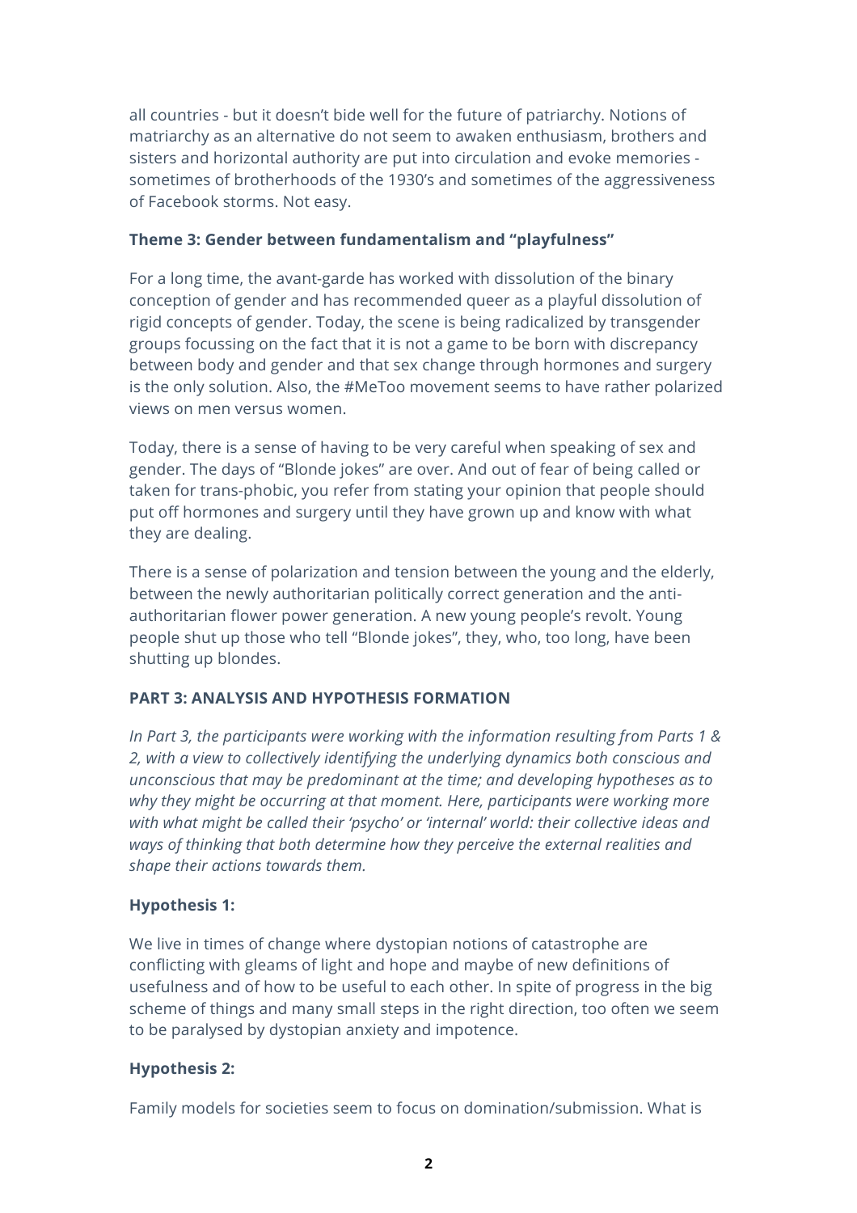all countries - but it doesn't bide well for the future of patriarchy. Notions of matriarchy as an alternative do not seem to awaken enthusiasm, brothers and sisters and horizontal authority are put into circulation and evoke memories - sometimes of brotherhoods of the 1930's and sometimes of the aggressiveness of Facebook storms. Not easy.

### Theme 3: Gender between fundamentalism and "playfulness"

For a long time, the avant-garde has worked with dissolution of the binary conception of gender and has recommended queer as a playful dissolution of rigid concepts of gender. Today, the scene is being radicalized by transgender groups focussing on the fact that it is not a game to be born with discrepancy between body and gender and that sex change through hormones and surgery is the only solution. Also, the #MeToo movement seems to have rather polarized views on men versus women.

Today, there is a sense of having to be very careful when speaking of sex and gender. The days of "Blonde jokes" are over. And out of fear of being called or taken for trans-phobic, you refer from stating your opinion that people should put off hormones and surgery until they have grown up and know with what they are dealing.

There is a sense of polarization and tension between the young and the elderly, between the newly authoritarian politically correct generation and the anti-authoritarian flower power generation. A new young people's revolt. Young people shut up those who tell "Blonde jokes", they, who, too long, have been shutting up blondes.

## PART 3: ANALYSIS AND HYPOTHESIS FORMATION

*In Part 3, the participants were working with the information resulting from Parts 1 & 2, with a view to collectively identifying the underlying dynamics both conscious and unconscious that may be predominant at the time; and developing hypotheses as to why they might be occurring at that moment. Here, participants were working more with what might be called their 'psycho' or 'internal' world: their collective ideas and ways of thinking that both determine how they perceive the external realities and shape their actions towards them.*

### Hypothesis 1:

We live in times of change where dystopian notions of catastrophe are conflicting with gleams of light and hope and maybe of new definitions of usefulness and of how to be useful to each other. In spite of progress in the big scheme of things and many small steps in the right direction, too often we seem to be paralysed by dystopian anxiety and impotence.

### Hypothesis 2:

Family models for societies seem to focus on domination/submission. What is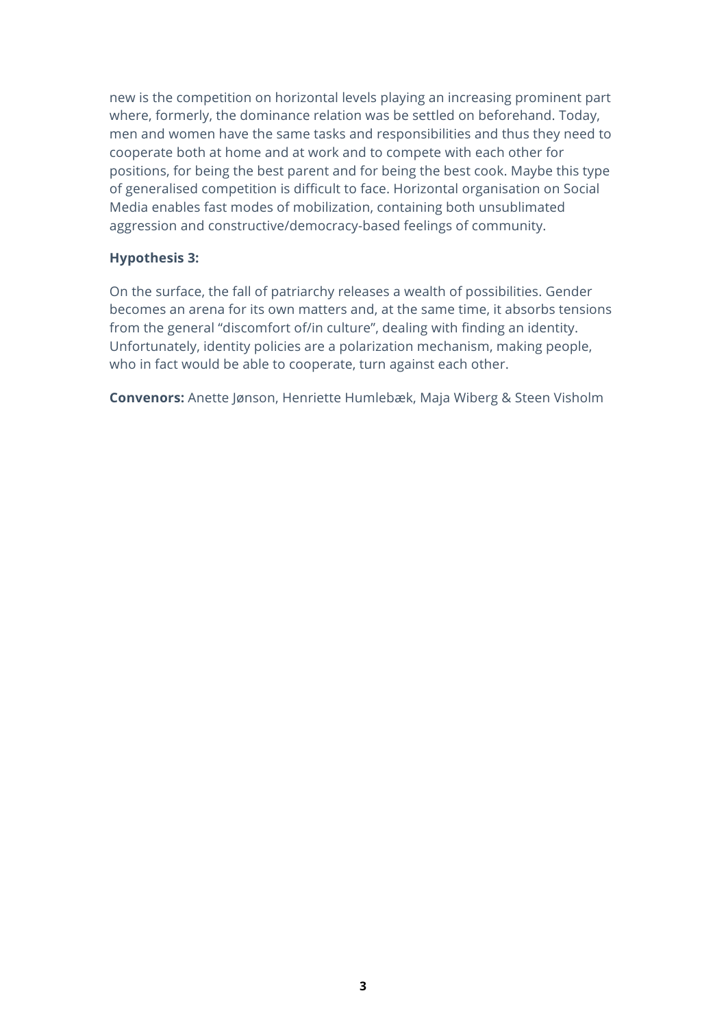new is the competition on horizontal levels playing an increasing prominent part where, formerly, the dominance relation was be settled on beforehand. Today, men and women have the same tasks and responsibilities and thus they need to cooperate both at home and at work and to compete with each other for positions, for being the best parent and for being the best cook. Maybe this type of generalised competition is difficult to face. Horizontal organisation on Social Media enables fast modes of mobilization, containing both unsublimated aggression and constructive/democracy-based feelings of community.

**Hypothesis 3:**

On the surface, the fall of patriarchy releases a wealth of possibilities. Gender becomes an arena for its own matters and, at the same time, it absorbs tensions from the general “discomfort of/in culture”, dealing with finding an identity. Unfortunately, identity policies are a polarization mechanism, making people, who in fact would be able to cooperate, turn against each other.

**Convenors:** Anette Jønson, Henriette Humlebæk, Maja Wiberg & Steen Visholm